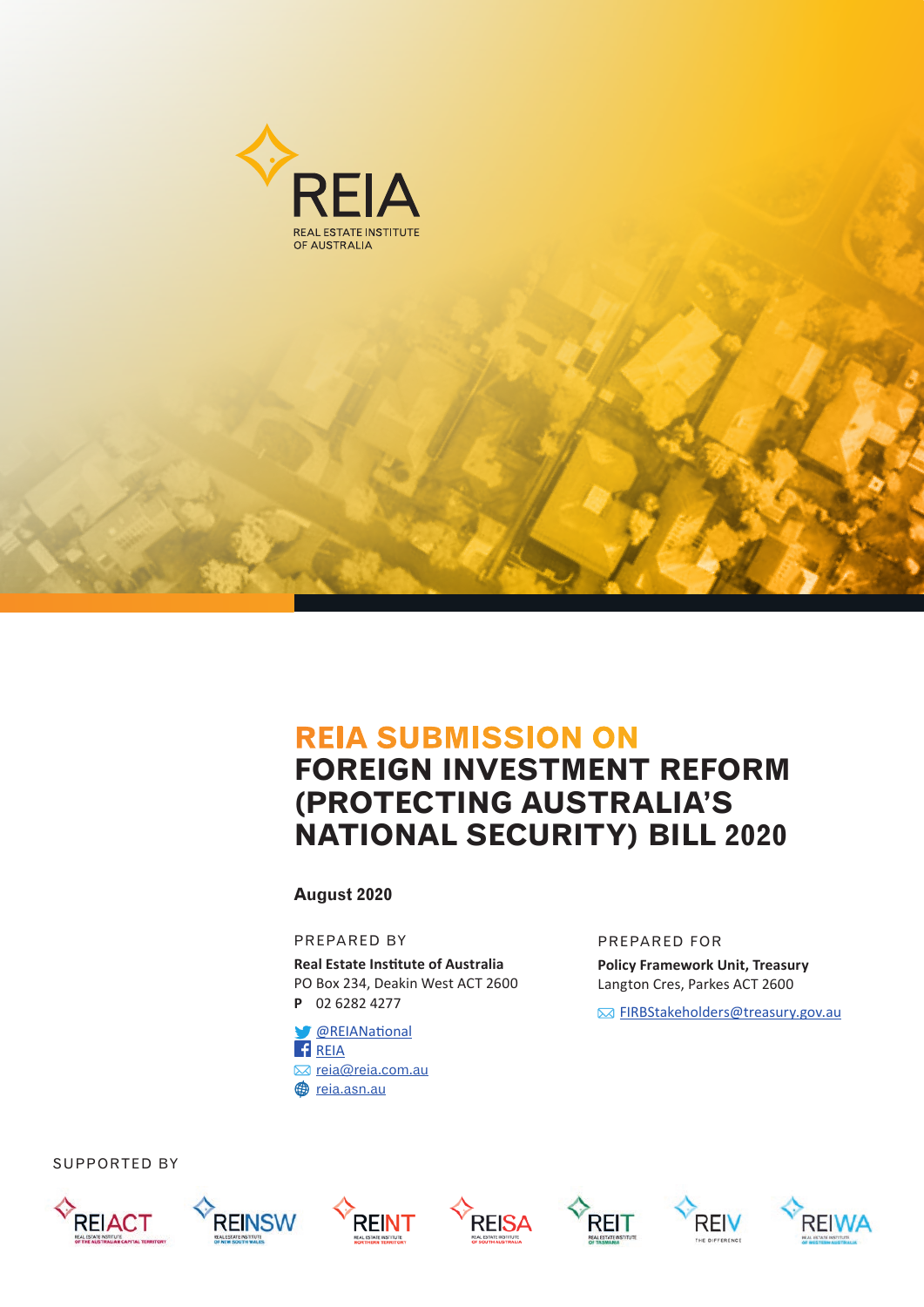REIA

REAL ESTATE INSTITUTE OF AUSTRALIA

# REIA SUBMISSION ON FOREIGN INVESTMENT REFORM (PROTECTING AUSTRALIA'S NATIONAL SECURITY) BILL 2020

**August 2020**

PREPARED BY

**Real Estate Institute of Australia**
PO Box 234, Deakin West ACT 2600
**P** 02 6282 4277

@REIANational
REIA
reia@reia.com.au
reia.asn.au

PREPARED FOR

**Policy Framework Unit, Treasury**
Langton Cres, Parkes ACT 2600

FIRBStakeholders@treasury.gov.au

SUPPORTED BY

REIACT REINSW REINT REISA REIT REIV REIWA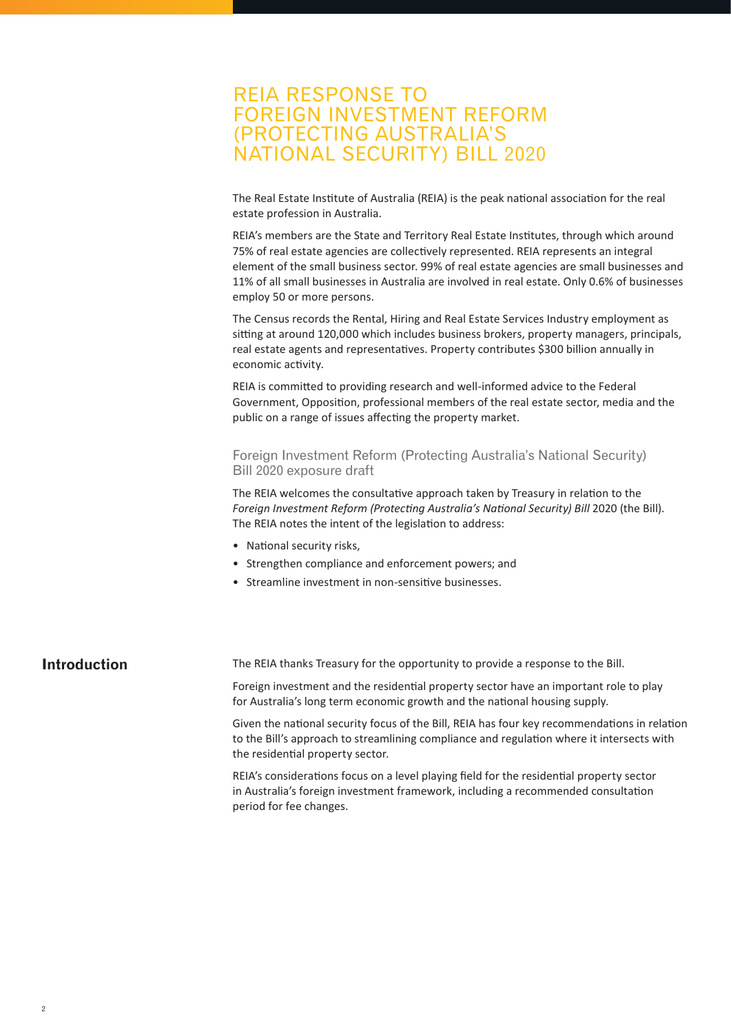# REIA RESPONSE TO FOREIGN INVESTMENT REFORM (PROTECTING AUSTRALIA'S NATIONAL SECURITY) BILL 2020

The Real Estate Institute of Australia (REIA) is the peak national association for the real estate profession in Australia.

REIA's members are the State and Territory Real Estate Institutes, through which around 75% of real estate agencies are collectively represented. REIA represents an integral element of the small business sector. 99% of real estate agencies are small businesses and 11% of all small businesses in Australia are involved in real estate. Only 0.6% of businesses employ 50 or more persons.

The Census records the Rental, Hiring and Real Estate Services Industry employment as sitting at around 120,000 which includes business brokers, property managers, principals, real estate agents and representatives. Property contributes $300 billion annually in economic activity.

REIA is committed to providing research and well-informed advice to the Federal Government, Opposition, professional members of the real estate sector, media and the public on a range of issues affecting the property market.

### Foreign Investment Reform (Protecting Australia's National Security) Bill 2020 exposure draft

The REIA welcomes the consultative approach taken by Treasury in relation to the *Foreign Investment Reform (Protecting Australia's National Security) Bill* 2020 (the Bill). The REIA notes the intent of the legislation to address:

- National security risks,
- Strengthen compliance and enforcement powers; and
- Streamline investment in non-sensitive businesses.

## Introduction

The REIA thanks Treasury for the opportunity to provide a response to the Bill.

Foreign investment and the residential property sector have an important role to play for Australia's long term economic growth and the national housing supply.

Given the national security focus of the Bill, REIA has four key recommendations in relation to the Bill's approach to streamlining compliance and regulation where it intersects with the residential property sector.

REIA's considerations focus on a level playing field for the residential property sector in Australia's foreign investment framework, including a recommended consultation period for fee changes.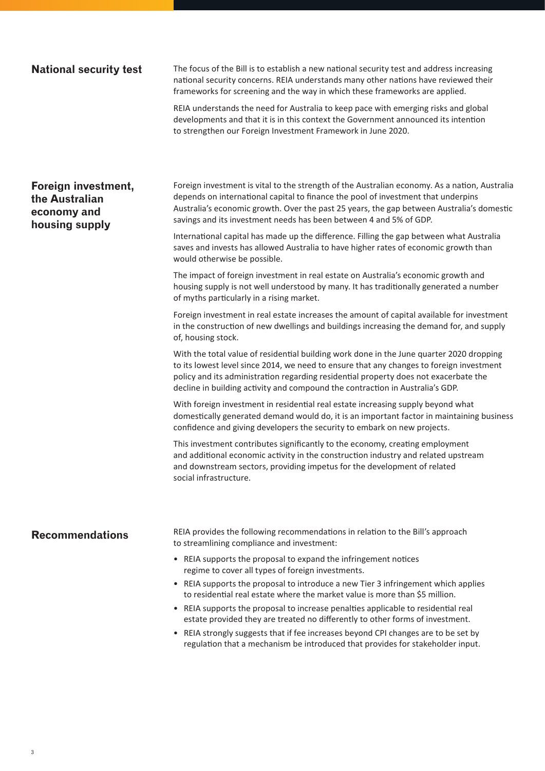## National security test

The focus of the Bill is to establish a new national security test and address increasing national security concerns. REIA understands many other nations have reviewed their frameworks for screening and the way in which these frameworks are applied.

REIA understands the need for Australia to keep pace with emerging risks and global developments and that it is in this context the Government announced its intention to strengthen our Foreign Investment Framework in June 2020.

## Foreign investment, the Australian economy and housing supply

Foreign investment is vital to the strength of the Australian economy. As a nation, Australia depends on international capital to finance the pool of investment that underpins Australia's economic growth. Over the past 25 years, the gap between Australia's domestic savings and its investment needs has been between 4 and 5% of GDP.

International capital has made up the difference. Filling the gap between what Australia saves and invests has allowed Australia to have higher rates of economic growth than would otherwise be possible.

The impact of foreign investment in real estate on Australia's economic growth and housing supply is not well understood by many. It has traditionally generated a number of myths particularly in a rising market.

Foreign investment in real estate increases the amount of capital available for investment in the construction of new dwellings and buildings increasing the demand for, and supply of, housing stock.

With the total value of residential building work done in the June quarter 2020 dropping to its lowest level since 2014, we need to ensure that any changes to foreign investment policy and its administration regarding residential property does not exacerbate the decline in building activity and compound the contraction in Australia's GDP.

With foreign investment in residential real estate increasing supply beyond what domestically generated demand would do, it is an important factor in maintaining business confidence and giving developers the security to embark on new projects.

This investment contributes significantly to the economy, creating employment and additional economic activity in the construction industry and related upstream and downstream sectors, providing impetus for the development of related social infrastructure.

## Recommendations

REIA provides the following recommendations in relation to the Bill's approach to streamlining compliance and investment:

- REIA supports the proposal to expand the infringement notices regime to cover all types of foreign investments.
- REIA supports the proposal to introduce a new Tier 3 infringement which applies to residential real estate where the market value is more than $5 million.
- REIA supports the proposal to increase penalties applicable to residential real estate provided they are treated no differently to other forms of investment.
- REIA strongly suggests that if fee increases beyond CPI changes are to be set by regulation that a mechanism be introduced that provides for stakeholder input.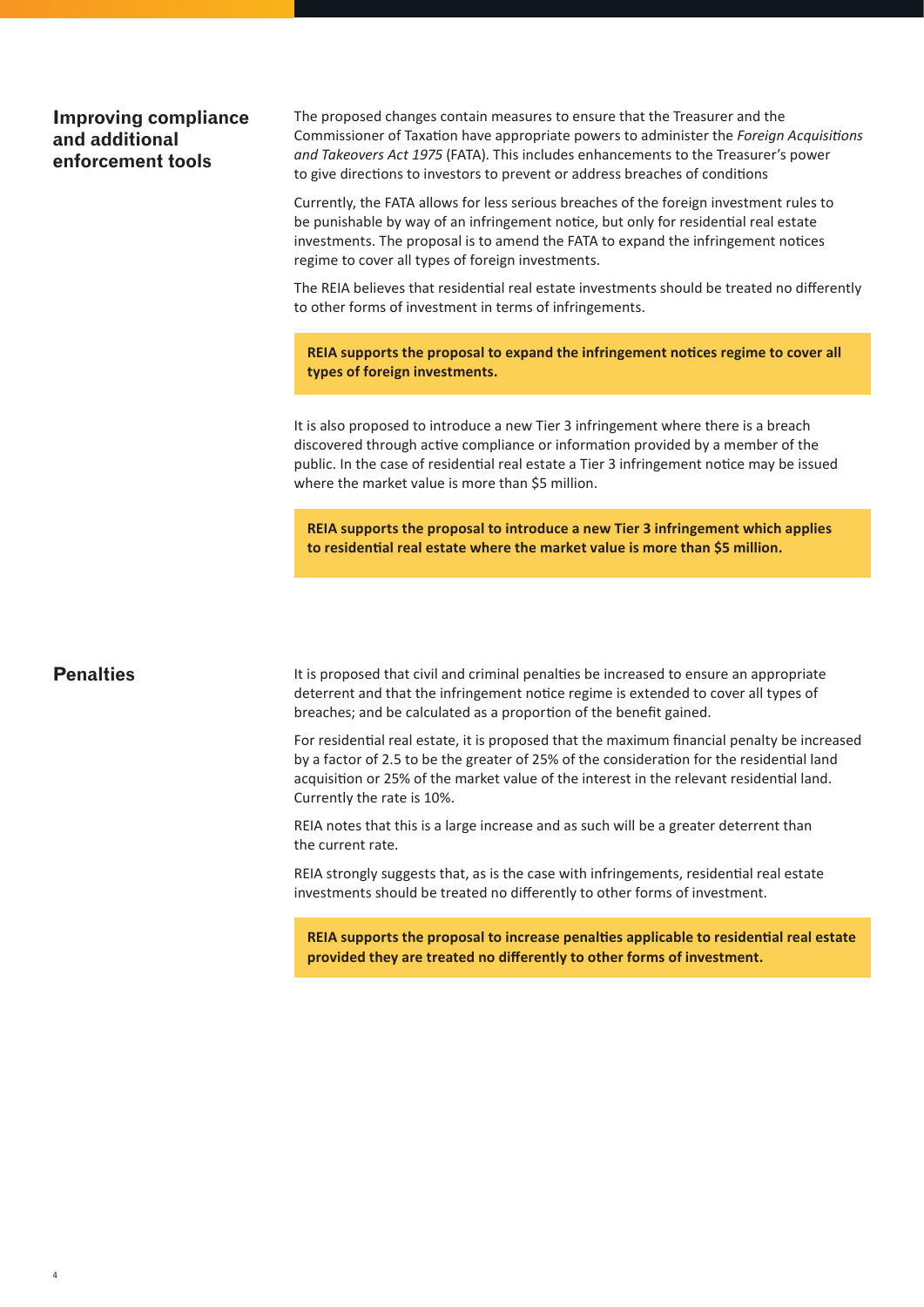## Improving compliance and additional enforcement tools

The proposed changes contain measures to ensure that the Treasurer and the Commissioner of Taxation have appropriate powers to administer the *Foreign Acquisitions and Takeovers Act 1975* (FATA). This includes enhancements to the Treasurer's power to give directions to investors to prevent or address breaches of conditions

Currently, the FATA allows for less serious breaches of the foreign investment rules to be punishable by way of an infringement notice, but only for residential real estate investments. The proposal is to amend the FATA to expand the infringement notices regime to cover all types of foreign investments.

The REIA believes that residential real estate investments should be treated no differently to other forms of investment in terms of infringements.

**REIA supports the proposal to expand the infringement notices regime to cover all types of foreign investments.**

It is also proposed to introduce a new Tier 3 infringement where there is a breach discovered through active compliance or information provided by a member of the public. In the case of residential real estate a Tier 3 infringement notice may be issued where the market value is more than $5 million.

**REIA supports the proposal to introduce a new Tier 3 infringement which applies to residential real estate where the market value is more than $5 million.**

## Penalties

It is proposed that civil and criminal penalties be increased to ensure an appropriate deterrent and that the infringement notice regime is extended to cover all types of breaches; and be calculated as a proportion of the benefit gained.

For residential real estate, it is proposed that the maximum financial penalty be increased by a factor of 2.5 to be the greater of 25% of the consideration for the residential land acquisition or 25% of the market value of the interest in the relevant residential land. Currently the rate is 10%.

REIA notes that this is a large increase and as such will be a greater deterrent than the current rate.

REIA strongly suggests that, as is the case with infringements, residential real estate investments should be treated no differently to other forms of investment.

**REIA supports the proposal to increase penalties applicable to residential real estate provided they are treated no differently to other forms of investment.**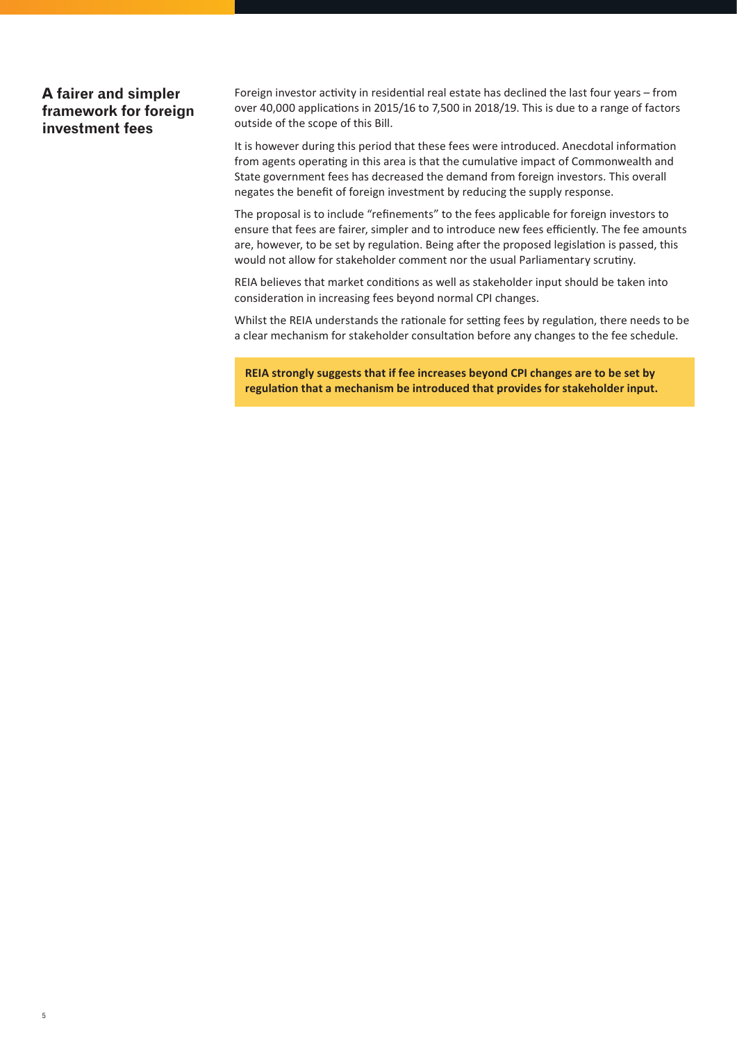## A fairer and simpler framework for foreign investment fees

Foreign investor activity in residential real estate has declined the last four years – from over 40,000 applications in 2015/16 to 7,500 in 2018/19. This is due to a range of factors outside of the scope of this Bill.

It is however during this period that these fees were introduced. Anecdotal information from agents operating in this area is that the cumulative impact of Commonwealth and State government fees has decreased the demand from foreign investors. This overall negates the benefit of foreign investment by reducing the supply response.

The proposal is to include "refinements" to the fees applicable for foreign investors to ensure that fees are fairer, simpler and to introduce new fees efficiently. The fee amounts are, however, to be set by regulation. Being after the proposed legislation is passed, this would not allow for stakeholder comment nor the usual Parliamentary scrutiny.

REIA believes that market conditions as well as stakeholder input should be taken into consideration in increasing fees beyond normal CPI changes.

Whilst the REIA understands the rationale for setting fees by regulation, there needs to be a clear mechanism for stakeholder consultation before any changes to the fee schedule.

**REIA strongly suggests that if fee increases beyond CPI changes are to be set by regulation that a mechanism be introduced that provides for stakeholder input.**